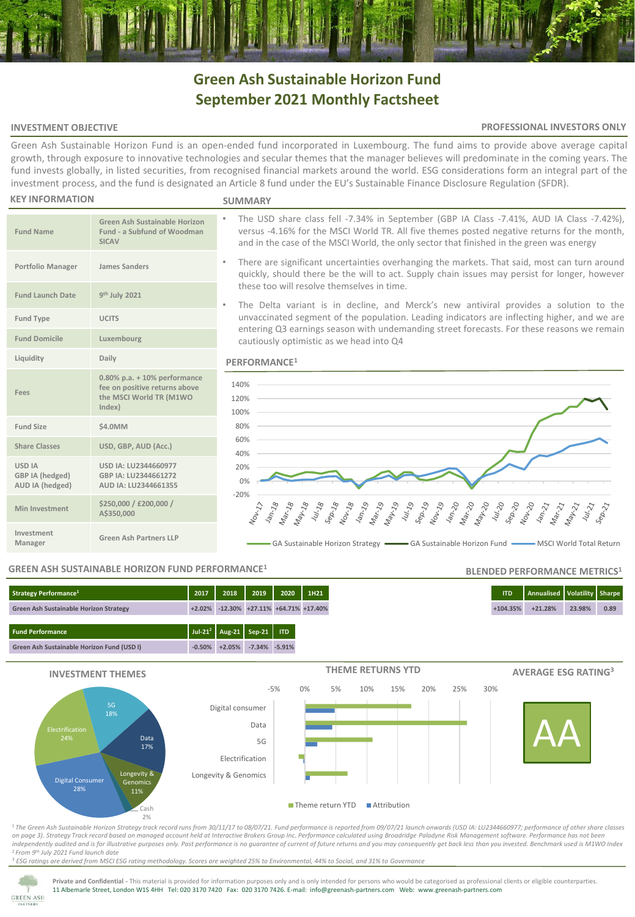# Green Ash Sustainable Horizon Fund
# September 2021 Monthly Factsheet

**INVESTMENT OBJECTIVE** — **PROFESSIONAL INVESTORS ONLY**

Green Ash Sustainable Horizon Fund is an open-ended fund incorporated in Luxembourg. The fund aims to provide above average capital growth, through exposure to innovative technologies and secular themes that the manager believes will predominate in the coming years. The fund invests globally, in listed securities, from recognised financial markets around the world. ESG considerations form an integral part of the investment process, and the fund is designated an Article 8 fund under the EU's Sustainable Finance Disclosure Regulation (SFDR).

## KEY INFORMATION

| | |
|---|---|
| Fund Name | Green Ash Sustainable Horizon Fund - a Subfund of Woodman SICAV |
| Portfolio Manager | James Sanders |
| Fund Launch Date | 9th July 2021 |
| Fund Type | UCITS |
| Fund Domicile | Luxembourg |
| Liquidity | Daily |
| Fees | 0.80% p.a. + 10% performance fee on positive returns above the MSCI World TR (M1WO Index) |
| Fund Size | \$4.0MM |
| Share Classes | USD, GBP, AUD (Acc.) |
| USD IA<br>GBP IA (hedged)<br>AUD IA (hedged) | USD IA: LU2344660977<br>GBP IA: LU2344661272<br>AUD IA: LU2344661355 |
| Min Investment | \$250,000 / £200,000 / A\$350,000 |
| Investment Manager | Green Ash Partners LLP |

## SUMMARY

- The USD share class fell -7.34% in September (GBP IA Class -7.41%, AUD IA Class -7.42%), versus -4.16% for the MSCI World TR. All five themes posted negative returns for the month, and in the case of the MSCI World, the only sector that finished in the green was energy
- There are significant uncertainties overhanging the markets. That said, most can turn around quickly, should there be the will to act. Supply chain issues may persist for longer, however these too will resolve themselves in time.
- The Delta variant is in decline, and Merck's new antiviral provides a solution to the unvaccinated segment of the population. Leading indicators are inflecting higher, and we are entering Q3 earnings season with undemanding street forecasts. For these reasons we remain cautiously optimistic as we head into Q4

## PERFORMANCE[1]

(Chart: GA Sustainable Horizon Strategy, GA Sustainable Horizon Fund, MSCI World Total Return; Nov-17 to Sep-21)

## GREEN ASH SUSTAINABLE HORIZON FUND PERFORMANCE[1]

| Strategy Performance[1] | 2017 | 2018 | 2019 | 2020 | 1H21 |
|---|---|---|---|---|---|
| Green Ash Sustainable Horizon Strategy | +2.02% | -12.30% | +27.11% | +64.71% | +17.40% |

| Fund Performance | Jul-21[2] | Aug-21 | Sep-21 | ITD |
|---|---|---|---|---|
| Green Ash Sustainable Horizon Fund (USD I) | -0.50% | +2.05% | -7.34% | -5.91% |

## BLENDED PERFORMANCE METRICS[1]

| ITD | Annualised | Volatility | Sharpe |
|---|---|---|---|
| +104.35% | +21.28% | 23.98% | 0.89 |

## INVESTMENT THEMES

| Theme | Weight |
|---|---|
| Digital Consumer | 28% |
| Electrification | 24% |
| 5G | 18% |
| Data | 17% |
| Longevity & Genomics | 11% |
| Cash | 2% |

## THEME RETURNS YTD

(Chart: Theme return YTD and Attribution for Digital consumer, Data, 5G, Electrification, Longevity & Genomics)

## AVERAGE ESG RATING[3]

AA

[1] The Green Ash Sustainable Horizon Strategy track record runs from 30/11/17 to 08/07/21. Fund performance is reported from 09/07/21 launch onwards (USD IA: LU2344660977; performance of other share classes on page 3). Strategy Track record based on managed account held at Interactive Brokers Group Inc. Performance calculated using Broadridge Paladyne Risk Management software. Performance has not been independently audited and is for illustrative purposes only. Past performance is no guarantee of current of future returns and you may consequently get back less than you invested. Benchmark used is M1WO Index
[2] From 9th July 2021 Fund launch date
[3] ESG ratings are derived from MSCI ESG rating methodology. Scores are weighted 25% to Environmental, 44% to Social, and 31% to Governance

**Private and Confidential** - This material is provided for information purposes only and is only intended for persons who would be categorised as professional clients or eligible counterparties.
11 Albemarle Street, London W1S 4HH Tel: 020 3170 7420 Fax: 020 3170 7426. E-mail: info@greenash-partners.com Web: www.greenash-partners.com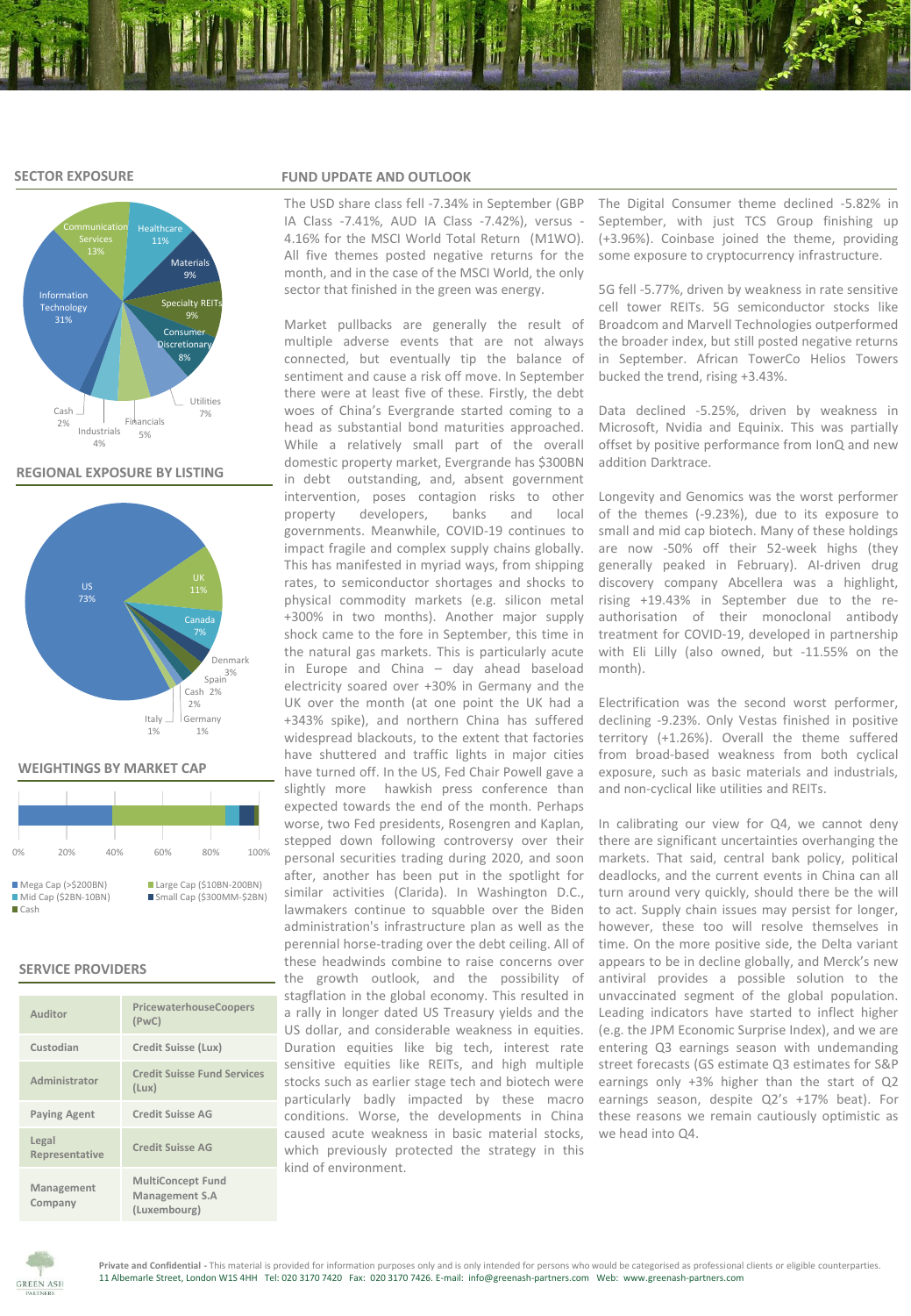## SECTOR EXPOSURE

Information Technology 31%
Communication Services 13%
Healthcare 11%
Materials 9%
Specialty REITs 9%
Consumer Discretionary 8%
Utilities 7%
Financials 5%
Industrials 4%
Cash 2%

## REGIONAL EXPOSURE BY LISTING

US 73%
UK 11%
Canada 7%
Denmark 3%
Spain 3%
Cash 2%
Italy 1%
Germany 1%

## WEIGHTINGS BY MARKET CAP

- Mega Cap (>$200BN)
- Large Cap ($10BN-200BN)
- Mid Cap ($2BN-10BN)
- Small Cap ($300MM-$2BN)
- Cash

## SERVICE PROVIDERS

| | |
|---|---|
| Auditor | PricewaterhouseCoopers (PwC) |
| Custodian | Credit Suisse (Lux) |
| Administrator | Credit Suisse Fund Services (Lux) |
| Paying Agent | Credit Suisse AG |
| Legal Representative | Credit Suisse AG |
| Management Company | MultiConcept Fund Management S.A (Luxembourg) |

## FUND UPDATE AND OUTLOOK

The USD share class fell -7.34% in September (GBP IA Class -7.41%, AUD IA Class -7.42%), versus -4.16% for the MSCI World Total Return (M1WO). All five themes posted negative returns for the month, and in the case of the MSCI World, the only sector that finished in the green was energy.

Market pullbacks are generally the result of multiple adverse events that are not always connected, but eventually tip the balance of sentiment and cause a risk off move. In September there were at least five of these. Firstly, the debt woes of China's Evergrande started coming to a head as substantial bond maturities approached. While a relatively small part of the overall domestic property market, Evergrande has $300BN in debt outstanding, and, absent government intervention, poses contagion risks to other property developers, banks and local governments. Meanwhile, COVID-19 continues to impact fragile and complex supply chains globally. This has manifested in myriad ways, from shipping rates, to semiconductor shortages and shocks to physical commodity markets (e.g. silicon metal +300% in two months). Another major supply shock came to the fore in September, this time in the natural gas markets. This is particularly acute in Europe and China – day ahead baseload electricity soared over +30% in Germany and the UK over the month (at one point the UK had a +343% spike), and northern China has suffered widespread blackouts, to the extent that factories have shuttered and traffic lights in major cities have turned off. In the US, Fed Chair Powell gave a slightly more hawkish press conference than expected towards the end of the month. Perhaps worse, two Fed presidents, Rosengren and Kaplan, stepped down following controversy over their personal securities trading during 2020, and soon after, another has been put in the spotlight for similar activities (Clarida). In Washington D.C., lawmakers continue to squabble over the Biden administration's infrastructure plan as well as the perennial horse-trading over the debt ceiling. All of these headwinds combine to raise concerns over the growth outlook, and the possibility of stagflation in the global economy. This resulted in a rally in longer dated US Treasury yields and the US dollar, and considerable weakness in equities. Duration equities like big tech, interest rate sensitive equities like REITs, and high multiple stocks such as earlier stage tech and biotech were particularly badly impacted by these macro conditions. Worse, the developments in China caused acute weakness in basic material stocks, which previously protected the strategy in this kind of environment.

The Digital Consumer theme declined -5.82% in September, with just TCS Group finishing up (+3.96%). Coinbase joined the theme, providing some exposure to cryptocurrency infrastructure.

5G fell -5.77%, driven by weakness in rate sensitive cell tower REITs. 5G semiconductor stocks like Broadcom and Marvell Technologies outperformed the broader index, but still posted negative returns in September. African TowerCo Helios Towers bucked the trend, rising +3.43%.

Data declined -5.25%, driven by weakness in Microsoft, Nvidia and Equinix. This was partially offset by positive performance from IonQ and new addition Darktrace.

Longevity and Genomics was the worst performer of the themes (-9.23%), due to its exposure to small and mid cap biotech. Many of these holdings are now -50% off their 52-week highs (they generally peaked in February). AI-driven drug discovery company Abcellera was a highlight, rising +19.43% in September due to the re-authorisation of their monoclonal antibody treatment for COVID-19, developed in partnership with Eli Lilly (also owned, but -11.55% on the month).

Electrification was the second worst performer, declining -9.23%. Only Vestas finished in positive territory (+1.26%). Overall the theme suffered from broad-based weakness from both cyclical exposure, such as basic materials and industrials, and non-cyclical like utilities and REITs.

In calibrating our view for Q4, we cannot deny there are significant uncertainties overhanging the markets. That said, central bank policy, political deadlocks, and the current events in China can all turn around very quickly, should there be the will to act. Supply chain issues may persist for longer, however, these too will resolve themselves in time. On the more positive side, the Delta variant appears to be in decline globally, and Merck's new antiviral provides a possible solution to the unvaccinated segment of the global population. Leading indicators have started to inflect higher (e.g. the JPM Economic Surprise Index), and we are entering Q3 earnings season with undemanding street forecasts (GS estimate Q3 estimates for S&P earnings only +3% higher than the start of Q2 earnings season, despite Q2's +17% beat). For these reasons we remain cautiously optimistic as we head into Q4.

**Private and Confidential** - This material is provided for information purposes only and is only intended for persons who would be categorised as professional clients or eligible counterparties. 11 Albemarle Street, London W1S 4HH Tel: 020 3170 7420 Fax: 020 3170 7426. E-mail: info@greenash-partners.com Web: www.greenash-partners.com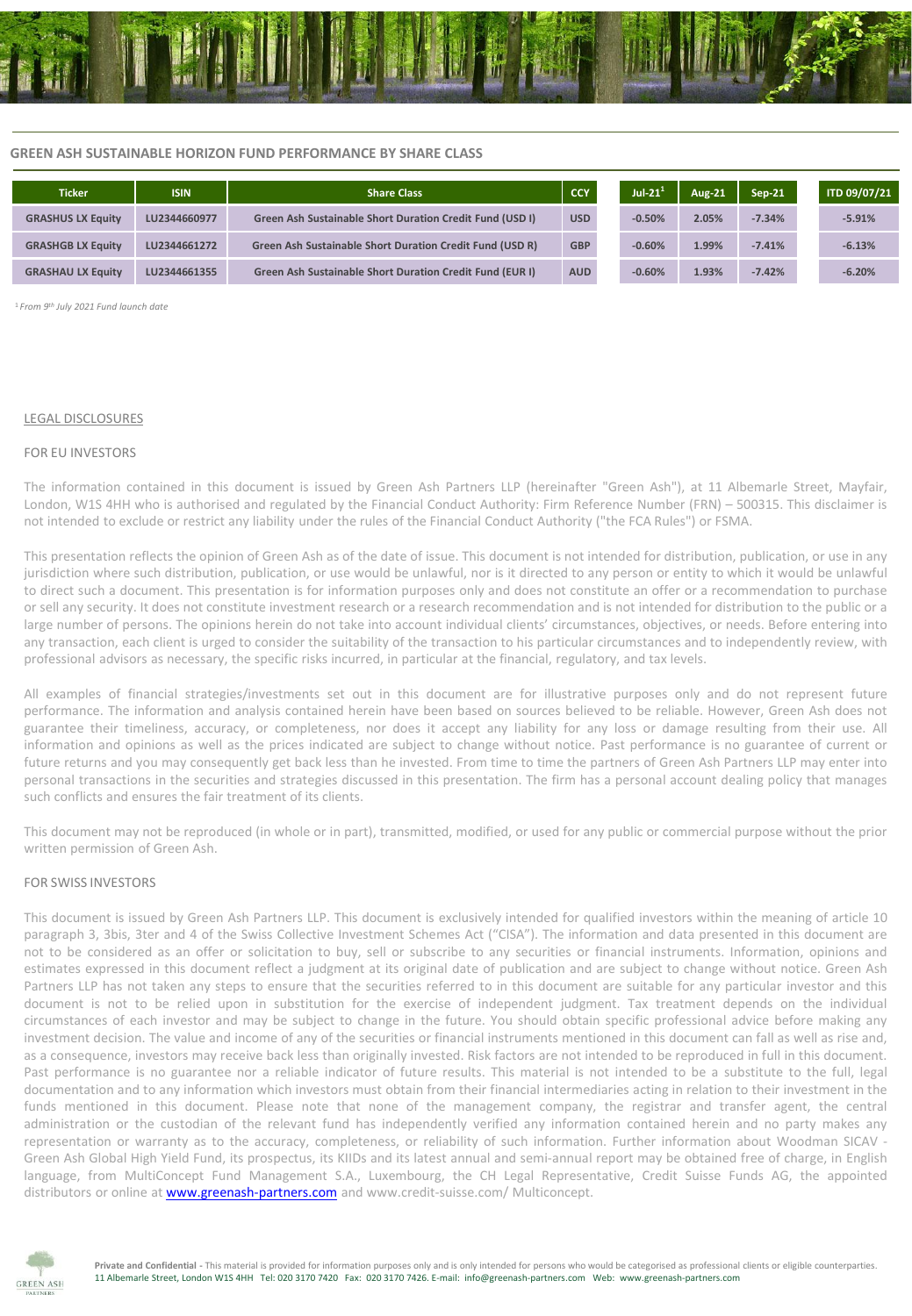## GREEN ASH SUSTAINABLE HORIZON FUND PERFORMANCE BY SHARE CLASS

| Ticker | ISIN | Share Class | CCY | Jul-21[1] | Aug-21 | Sep-21 | ITD 09/07/21 |
|---|---|---|---|---|---|---|---|
| GRASHUS LX Equity | LU2344660977 | Green Ash Sustainable Short Duration Credit Fund (USD I) | USD | -0.50% | 2.05% | -7.34% | -5.91% |
| GRASHGB LX Equity | LU2344661272 | Green Ash Sustainable Short Duration Credit Fund (USD R) | GBP | -0.60% | 1.99% | -7.41% | -6.13% |
| GRASHAU LX Equity | LU2344661355 | Green Ash Sustainable Short Duration Credit Fund (EUR I) | AUD | -0.60% | 1.93% | -7.42% | -6.20% |

[1] *From 9th July 2021 Fund launch date*

### LEGAL DISCLOSURES

#### FOR EU INVESTORS

The information contained in this document is issued by Green Ash Partners LLP (hereinafter "Green Ash"), at 11 Albemarle Street, Mayfair, London, W1S 4HH who is authorised and regulated by the Financial Conduct Authority: Firm Reference Number (FRN) – 500315. This disclaimer is not intended to exclude or restrict any liability under the rules of the Financial Conduct Authority ("the FCA Rules") or FSMA.

This presentation reflects the opinion of Green Ash as of the date of issue. This document is not intended for distribution, publication, or use in any jurisdiction where such distribution, publication, or use would be unlawful, nor is it directed to any person or entity to which it would be unlawful to direct such a document. This presentation is for information purposes only and does not constitute an offer or a recommendation to purchase or sell any security. It does not constitute investment research or a research recommendation and is not intended for distribution to the public or a large number of persons. The opinions herein do not take into account individual clients' circumstances, objectives, or needs. Before entering into any transaction, each client is urged to consider the suitability of the transaction to his particular circumstances and to independently review, with professional advisors as necessary, the specific risks incurred, in particular at the financial, regulatory, and tax levels.

All examples of financial strategies/investments set out in this document are for illustrative purposes only and do not represent future performance. The information and analysis contained herein have been based on sources believed to be reliable. However, Green Ash does not guarantee their timeliness, accuracy, or completeness, nor does it accept any liability for any loss or damage resulting from their use. All information and opinions as well as the prices indicated are subject to change without notice. Past performance is no guarantee of current or future returns and you may consequently get back less than he invested. From time to time the partners of Green Ash Partners LLP may enter into personal transactions in the securities and strategies discussed in this presentation. The firm has a personal account dealing policy that manages such conflicts and ensures the fair treatment of its clients.

This document may not be reproduced (in whole or in part), transmitted, modified, or used for any public or commercial purpose without the prior written permission of Green Ash.

#### FOR SWISS INVESTORS

This document is issued by Green Ash Partners LLP. This document is exclusively intended for qualified investors within the meaning of article 10 paragraph 3, 3bis, 3ter and 4 of the Swiss Collective Investment Schemes Act ("CISA"). The information and data presented in this document are not to be considered as an offer or solicitation to buy, sell or subscribe to any securities or financial instruments. Information, opinions and estimates expressed in this document reflect a judgment at its original date of publication and are subject to change without notice. Green Ash Partners LLP has not taken any steps to ensure that the securities referred to in this document are suitable for any particular investor and this document is not to be relied upon in substitution for the exercise of independent judgment. Tax treatment depends on the individual circumstances of each investor and may be subject to change in the future. You should obtain specific professional advice before making any investment decision. The value and income of any of the securities or financial instruments mentioned in this document can fall as well as rise and, as a consequence, investors may receive back less than originally invested. Risk factors are not intended to be reproduced in full in this document. Past performance is no guarantee nor a reliable indicator of future results. This material is not intended to be a substitute to the full, legal documentation and to any information which investors must obtain from their financial intermediaries acting in relation to their investment in the funds mentioned in this document. Please note that none of the management company, the registrar and transfer agent, the central administration or the custodian of the relevant fund has independently verified any information contained herein and no party makes any representation or warranty as to the accuracy, completeness, or reliability of such information. Further information about Woodman SICAV - Green Ash Global High Yield Fund, its prospectus, its KIIDs and its latest annual and semi-annual report may be obtained free of charge, in English language, from MultiConcept Fund Management S.A., Luxembourg, the CH Legal Representative, Credit Suisse Funds AG, the appointed distributors or online at www.greenash-partners.com and www.credit-suisse.com/ Multiconcept.

**Private and Confidential -** This material is provided for information purposes only and is only intended for persons who would be categorised as professional clients or eligible counterparties.
11 Albemarle Street, London W1S 4HH Tel: 020 3170 7420 Fax: 020 3170 7426. E-mail: info@greenash-partners.com Web: www.greenash-partners.com